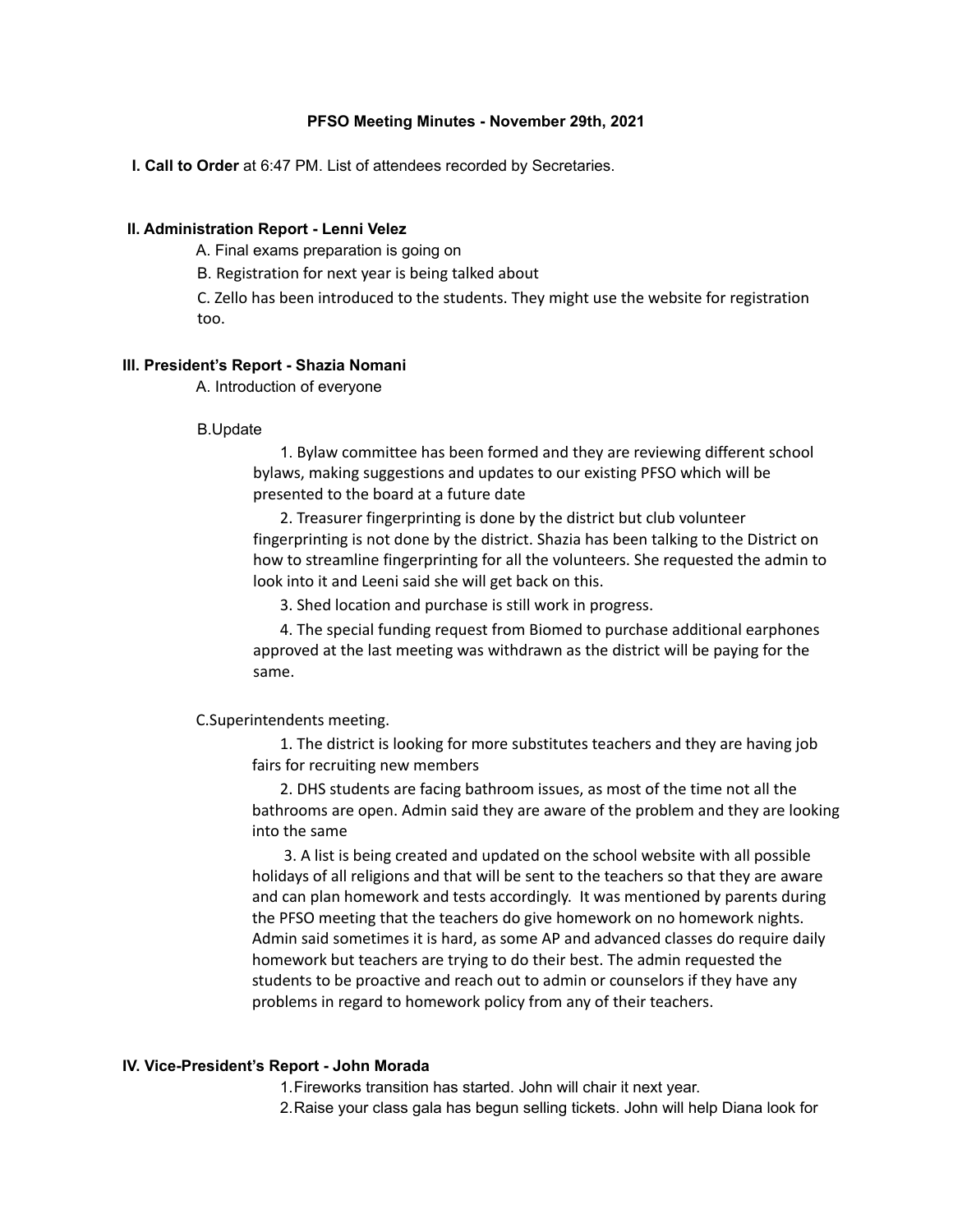**PFSO Meeting Minutes - November 29th, 2021**

**I. Call to Order** at 6:47 PM. List of attendees recorded by Secretaries.

**II. Administration Report - Lenni Velez**

A. Final exams preparation is going on

B. Registration for next year is being talked about

C. Zello has been introduced to the students. They might use the website for registration too.

**III. President's Report - Shazia Nomani**

A. Introduction of everyone

B.Update

1. Bylaw committee has been formed and they are reviewing different school bylaws, making suggestions and updates to our existing PFSO which will be presented to the board at a future date
2. Treasurer fingerprinting is done by the district but club volunteer fingerprinting is not done by the district. Shazia has been talking to the District on how to streamline fingerprinting for all the volunteers. She requested the admin to look into it and Leeni said she will get back on this.
3. Shed location and purchase is still work in progress.
4. The special funding request from Biomed to purchase additional earphones approved at the last meeting was withdrawn as the district will be paying for the same.

C.Superintendents meeting.

1. The district is looking for more substitutes teachers and they are having job fairs for recruiting new members
2. DHS students are facing bathroom issues, as most of the time not all the bathrooms are open. Admin said they are aware of the problem and they are looking into the same
3. A list is being created and updated on the school website with all possible holidays of all religions and that will be sent to the teachers so that they are aware and can plan homework and tests accordingly. It was mentioned by parents during the PFSO meeting that the teachers do give homework on no homework nights. Admin said sometimes it is hard, as some AP and advanced classes do require daily homework but teachers are trying to do their best. The admin requested the students to be proactive and reach out to admin or counselors if they have any problems in regard to homework policy from any of their teachers.

**IV. Vice-President's Report - John Morada**

1. Fireworks transition has started. John will chair it next year.
2. Raise your class gala has begun selling tickets. John will help Diana look for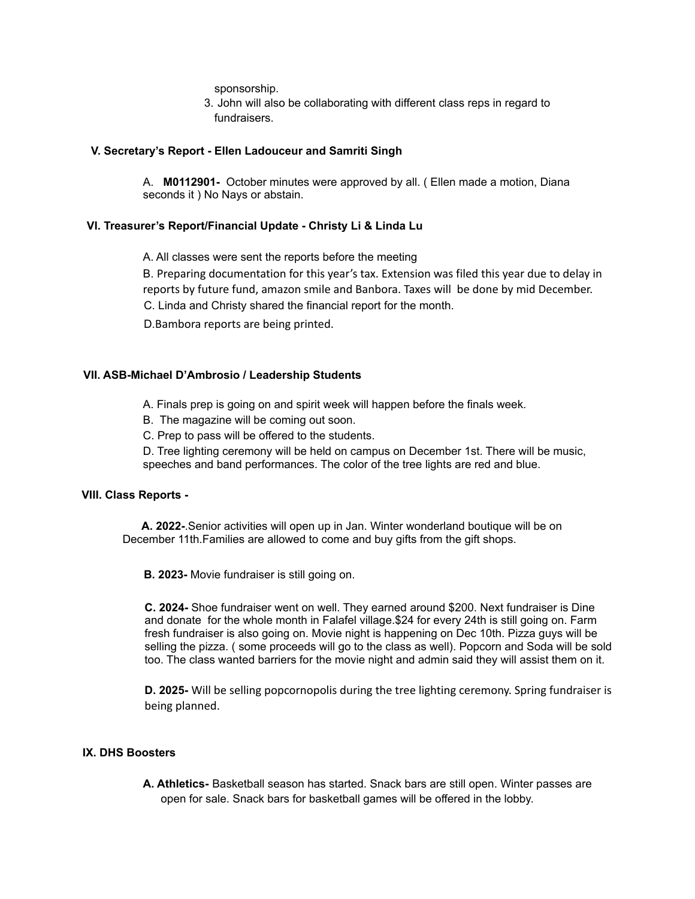sponsorship.

3. John will also be collaborating with different class reps in regard to fundraisers.

**V. Secretary's Report - Ellen Ladouceur and Samriti Singh**

A. **M0112901-** October minutes were approved by all. ( Ellen made a motion, Diana seconds it ) No Nays or abstain.

**VI. Treasurer's Report/Financial Update - Christy Li & Linda Lu**

A. All classes were sent the reports before the meeting

B. Preparing documentation for this year's tax. Extension was filed this year due to delay in reports by future fund, amazon smile and Banbora. Taxes will be done by mid December.

C. Linda and Christy shared the financial report for the month.

D.Bambora reports are being printed.

**VII. ASB-Michael D'Ambrosio / Leadership Students**

A. Finals prep is going on and spirit week will happen before the finals week.

B. The magazine will be coming out soon.

C. Prep to pass will be offered to the students.

D. Tree lighting ceremony will be held on campus on December 1st. There will be music, speeches and band performances. The color of the tree lights are red and blue.

**VIII. Class Reports -**

**A. 2022-**.Senior activities will open up in Jan. Winter wonderland boutique will be on December 11th.Families are allowed to come and buy gifts from the gift shops.

**B. 2023-** Movie fundraiser is still going on.

**C. 2024-** Shoe fundraiser went on well. They earned around $200. Next fundraiser is Dine and donate for the whole month in Falafel village.$24 for every 24th is still going on. Farm fresh fundraiser is also going on. Movie night is happening on Dec 10th. Pizza guys will be selling the pizza. ( some proceeds will go to the class as well). Popcorn and Soda will be sold too. The class wanted barriers for the movie night and admin said they will assist them on it.

**D. 2025-** Will be selling popcornopolis during the tree lighting ceremony. Spring fundraiser is being planned.

**IX. DHS Boosters**

**A. Athletics-** Basketball season has started. Snack bars are still open. Winter passes are open for sale. Snack bars for basketball games will be offered in the lobby.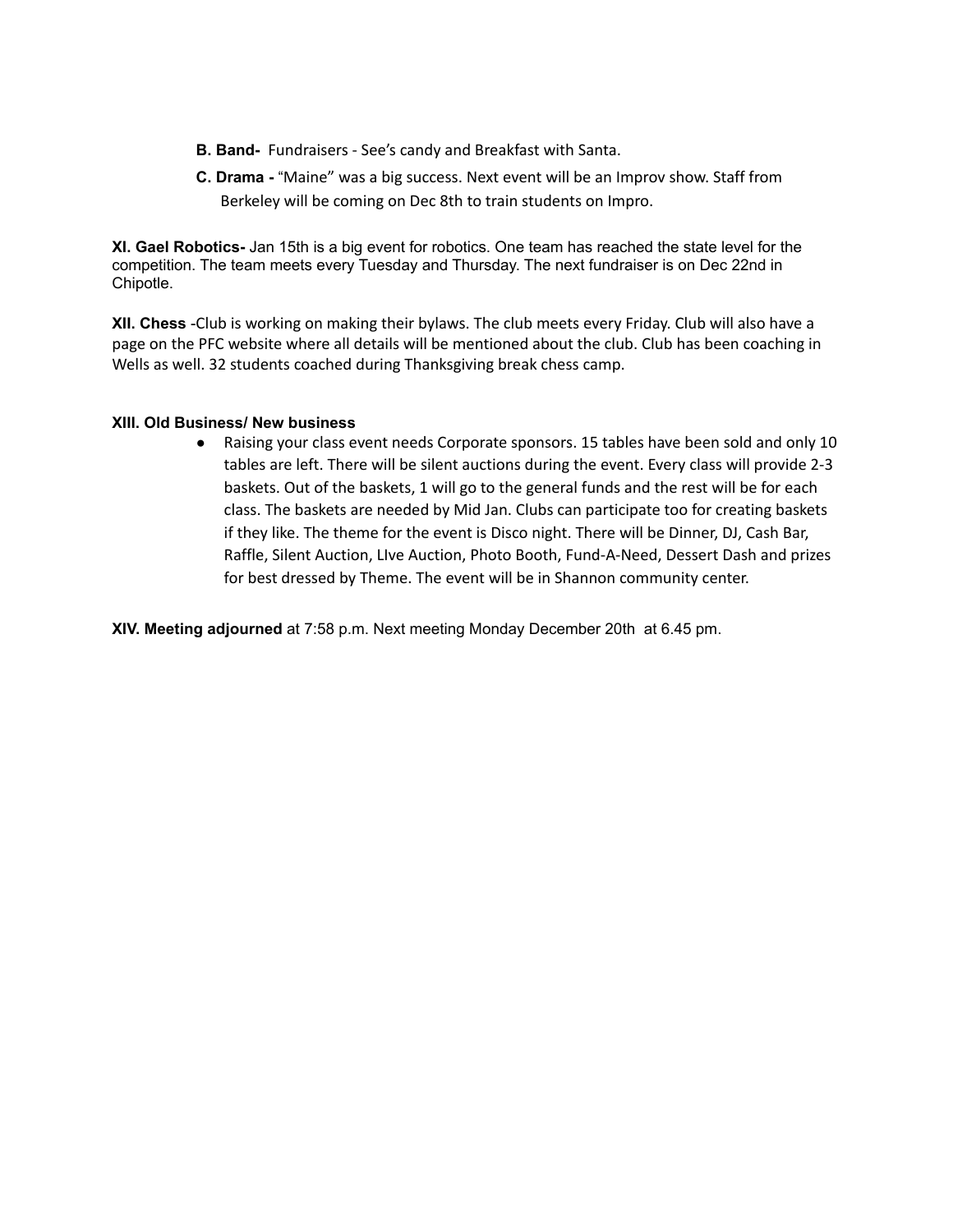**B. Band-** Fundraisers - See's candy and Breakfast with Santa.

**C. Drama -** "Maine" was a big success. Next event will be an Improv show. Staff from Berkeley will be coming on Dec 8th to train students on Impro.

**XI. Gael Robotics-** Jan 15th is a big event for robotics. One team has reached the state level for the competition. The team meets every Tuesday and Thursday. The next fundraiser is on Dec 22nd in Chipotle.

**XII. Chess** -Club is working on making their bylaws. The club meets every Friday. Club will also have a page on the PFC website where all details will be mentioned about the club. Club has been coaching in Wells as well. 32 students coached during Thanksgiving break chess camp.

**XIII. Old Business/ New business**

- Raising your class event needs Corporate sponsors. 15 tables have been sold and only 10 tables are left. There will be silent auctions during the event. Every class will provide 2-3 baskets. Out of the baskets, 1 will go to the general funds and the rest will be for each class. The baskets are needed by Mid Jan. Clubs can participate too for creating baskets if they like. The theme for the event is Disco night. There will be Dinner, DJ, Cash Bar, Raffle, Silent Auction, LIve Auction, Photo Booth, Fund-A-Need, Dessert Dash and prizes for best dressed by Theme. The event will be in Shannon community center.

**XIV. Meeting adjourned** at 7:58 p.m. Next meeting Monday December 20th at 6.45 pm.